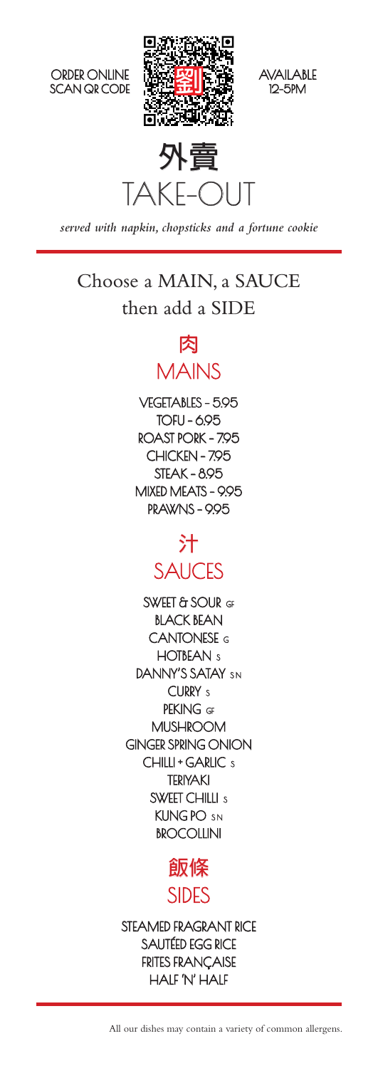ORDER ONLINE
SCAN QR CODE

AVAILABLE
12-5PM

# 外賣
# TAKE-OUT

*served with napkin, chopsticks and a fortune cookie*

---

## Choose a MAIN, a SAUCE then add a SIDE

### 肉
### MAINS

VEGETABLES - 5.95
TOFU - 6.95
ROAST PORK - 7.95
CHICKEN - 7.95
STEAK - 8.95
MIXED MEATS - 9.95
PRAWNS - 9.95

### 汁
### SAUCES

SWEET & SOUR GF
BLACK BEAN
CANTONESE G
HOTBEAN S
DANNY'S SATAY SN
CURRY S
PEKING GF
MUSHROOM
GINGER SPRING ONION
CHILLI + GARLIC S
TERIYAKI
SWEET CHILLI S
KUNG PO SN
BROCOLLINI

### 飯條
### SIDES

STEAMED FRAGRANT RICE
SAUTÉED EGG RICE
FRITES FRANÇAISE
HALF 'N' HALF

---

All our dishes may contain a variety of common allergens.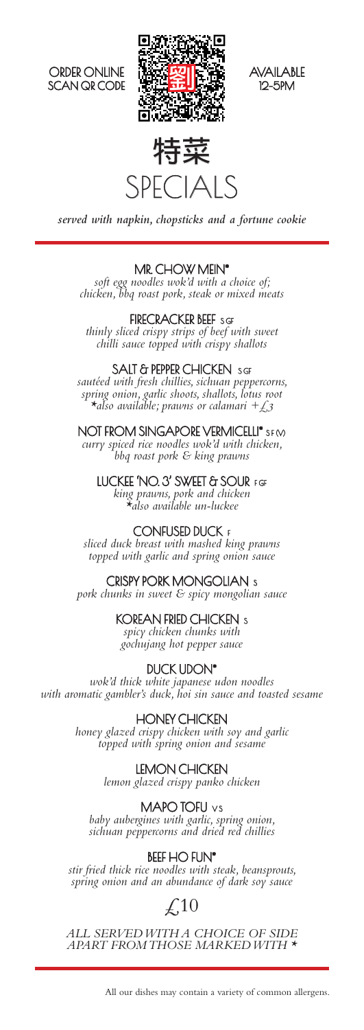ORDER ONLINE
SCAN QR CODE

AVAILABLE
12-5PM

# 特菜
# SPECIALS

***served with napkin, chopsticks and a fortune cookie***

### MR. CHOW MEIN*
*soft egg noodles wok'd with a choice of; chicken, bbq roast pork, steak or mixed meats*

### FIRECRACKER BEEF S GF
*thinly sliced crispy strips of beef with sweet chilli sauce topped with crispy shallots*

### SALT & PEPPER CHICKEN S GF
*sautéed with fresh chillies, sichuan peppercorns, spring onion, garlic shoots, shallots, lotus root*
*★also available; prawns or calamari +£3*

### NOT FROM SINGAPORE VERMICELLI* S F (V)
*curry spiced rice noodles wok'd with chicken, bbq roast pork & king prawns*

### LUCKEE 'NO. 3' SWEET & SOUR F GF
*king prawns, pork and chicken*
*★also available un-luckee*

### CONFUSED DUCK F
*sliced duck breast with mashed king prawns topped with garlic and spring onion sauce*

### CRISPY PORK MONGOLIAN S
*pork chunks in sweet & spicy mongolian sauce*

### KOREAN FRIED CHICKEN S
*spicy chicken chunks with gochujang hot pepper sauce*

### DUCK UDON*
*wok'd thick white japanese udon noodles with aromatic gambler's duck, hoi sin sauce and toasted sesame*

### HONEY CHICKEN
*honey glazed crispy chicken with soy and garlic topped with spring onion and sesame*

### LEMON CHICKEN
*lemon glazed crispy panko chicken*

### MAPO TOFU V S
*baby aubergines with garlic, spring onion, sichuan peppercorns and dried red chillies*

### BEEF HO FUN*
*stir fried thick rice noodles with steak, beansprouts, spring onion and an abundance of dark soy sauce*

## £10

*ALL SERVED WITH A CHOICE OF SIDE APART FROM THOSE MARKED WITH ★*

All our dishes may contain a variety of common allergens.